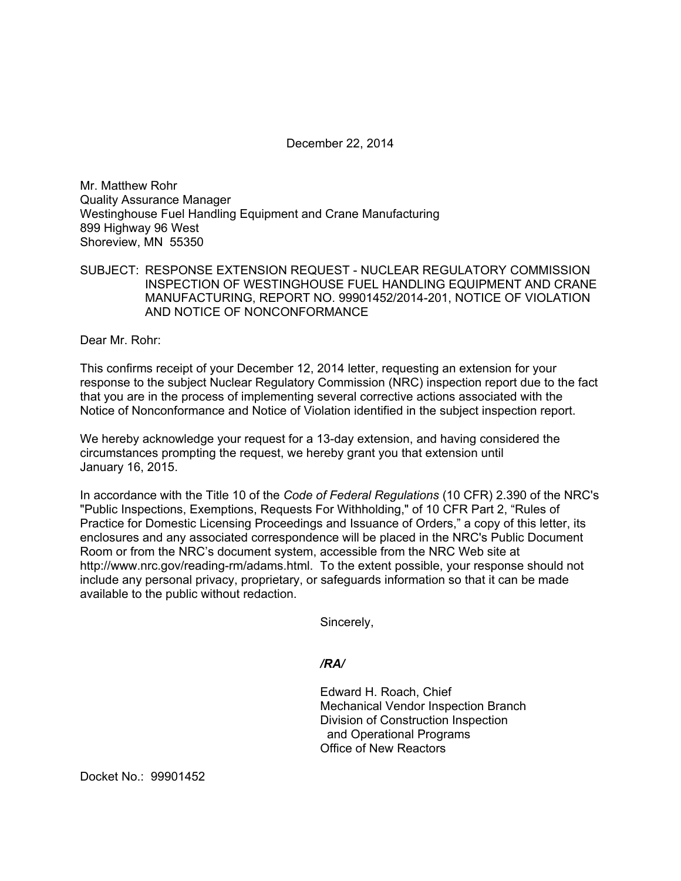December 22, 2014

Mr. Matthew Rohr
Quality Assurance Manager
Westinghouse Fuel Handling Equipment and Crane Manufacturing
899 Highway 96 West
Shoreview, MN 55350

SUBJECT: RESPONSE EXTENSION REQUEST - NUCLEAR REGULATORY COMMISSION INSPECTION OF WESTINGHOUSE FUEL HANDLING EQUIPMENT AND CRANE MANUFACTURING, REPORT NO. 99901452/2014-201, NOTICE OF VIOLATION AND NOTICE OF NONCONFORMANCE

Dear Mr. Rohr:

This confirms receipt of your December 12, 2014 letter, requesting an extension for your response to the subject Nuclear Regulatory Commission (NRC) inspection report due to the fact that you are in the process of implementing several corrective actions associated with the Notice of Nonconformance and Notice of Violation identified in the subject inspection report.

We hereby acknowledge your request for a 13-day extension, and having considered the circumstances prompting the request, we hereby grant you that extension until January 16, 2015.

In accordance with the Title 10 of the *Code of Federal Regulations* (10 CFR) 2.390 of the NRC's "Public Inspections, Exemptions, Requests For Withholding," of 10 CFR Part 2, "Rules of Practice for Domestic Licensing Proceedings and Issuance of Orders," a copy of this letter, its enclosures and any associated correspondence will be placed in the NRC's Public Document Room or from the NRC's document system, accessible from the NRC Web site at http://www.nrc.gov/reading-rm/adams.html. To the extent possible, your response should not include any personal privacy, proprietary, or safeguards information so that it can be made available to the public without redaction.

Sincerely,

***/RA/***

Edward H. Roach, Chief
Mechanical Vendor Inspection Branch
Division of Construction Inspection
and Operational Programs
Office of New Reactors

Docket No.: 99901452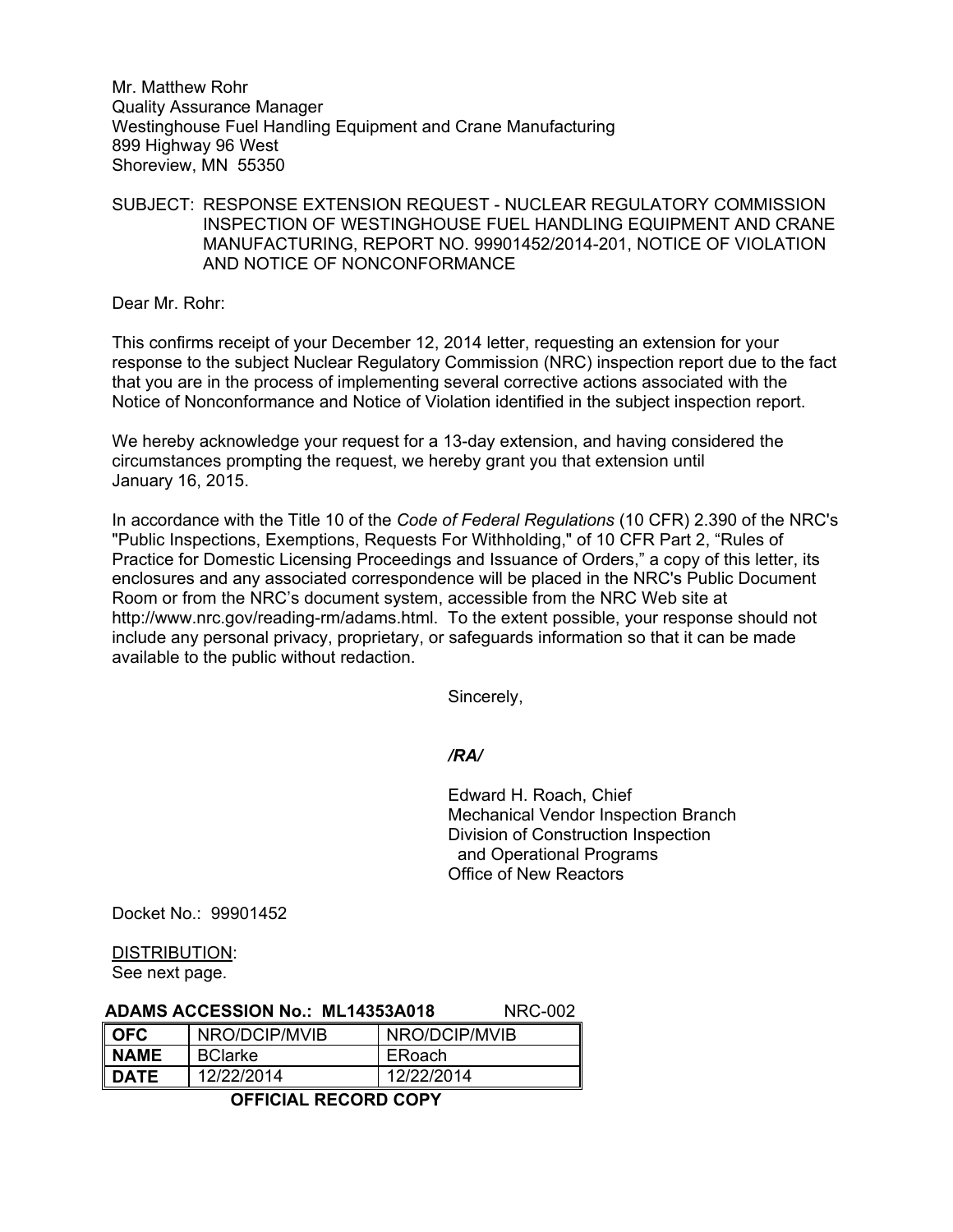Mr. Matthew Rohr
Quality Assurance Manager
Westinghouse Fuel Handling Equipment and Crane Manufacturing
899 Highway 96 West
Shoreview, MN 55350

SUBJECT: RESPONSE EXTENSION REQUEST - NUCLEAR REGULATORY COMMISSION INSPECTION OF WESTINGHOUSE FUEL HANDLING EQUIPMENT AND CRANE MANUFACTURING, REPORT NO. 99901452/2014-201, NOTICE OF VIOLATION AND NOTICE OF NONCONFORMANCE

Dear Mr. Rohr:

This confirms receipt of your December 12, 2014 letter, requesting an extension for your response to the subject Nuclear Regulatory Commission (NRC) inspection report due to the fact that you are in the process of implementing several corrective actions associated with the Notice of Nonconformance and Notice of Violation identified in the subject inspection report.

We hereby acknowledge your request for a 13-day extension, and having considered the circumstances prompting the request, we hereby grant you that extension until January 16, 2015.

In accordance with the Title 10 of the *Code of Federal Regulations* (10 CFR) 2.390 of the NRC's "Public Inspections, Exemptions, Requests For Withholding," of 10 CFR Part 2, "Rules of Practice for Domestic Licensing Proceedings and Issuance of Orders," a copy of this letter, its enclosures and any associated correspondence will be placed in the NRC's Public Document Room or from the NRC's document system, accessible from the NRC Web site at http://www.nrc.gov/reading-rm/adams.html. To the extent possible, your response should not include any personal privacy, proprietary, or safeguards information so that it can be made available to the public without redaction.

Sincerely,

*/RA/*

Edward H. Roach, Chief
Mechanical Vendor Inspection Branch
Division of Construction Inspection
and Operational Programs
Office of New Reactors

Docket No.: 99901452

DISTRIBUTION:
See next page.

**ADAMS ACCESSION No.: ML14353A018** NRC-002

| OFC | NRO/DCIP/MVIB | NRO/DCIP/MVIB |
|---|---|---|
| NAME | BClarke | ERoach |
| DATE | 12/22/2014 | 12/22/2014 |

**OFFICIAL RECORD COPY**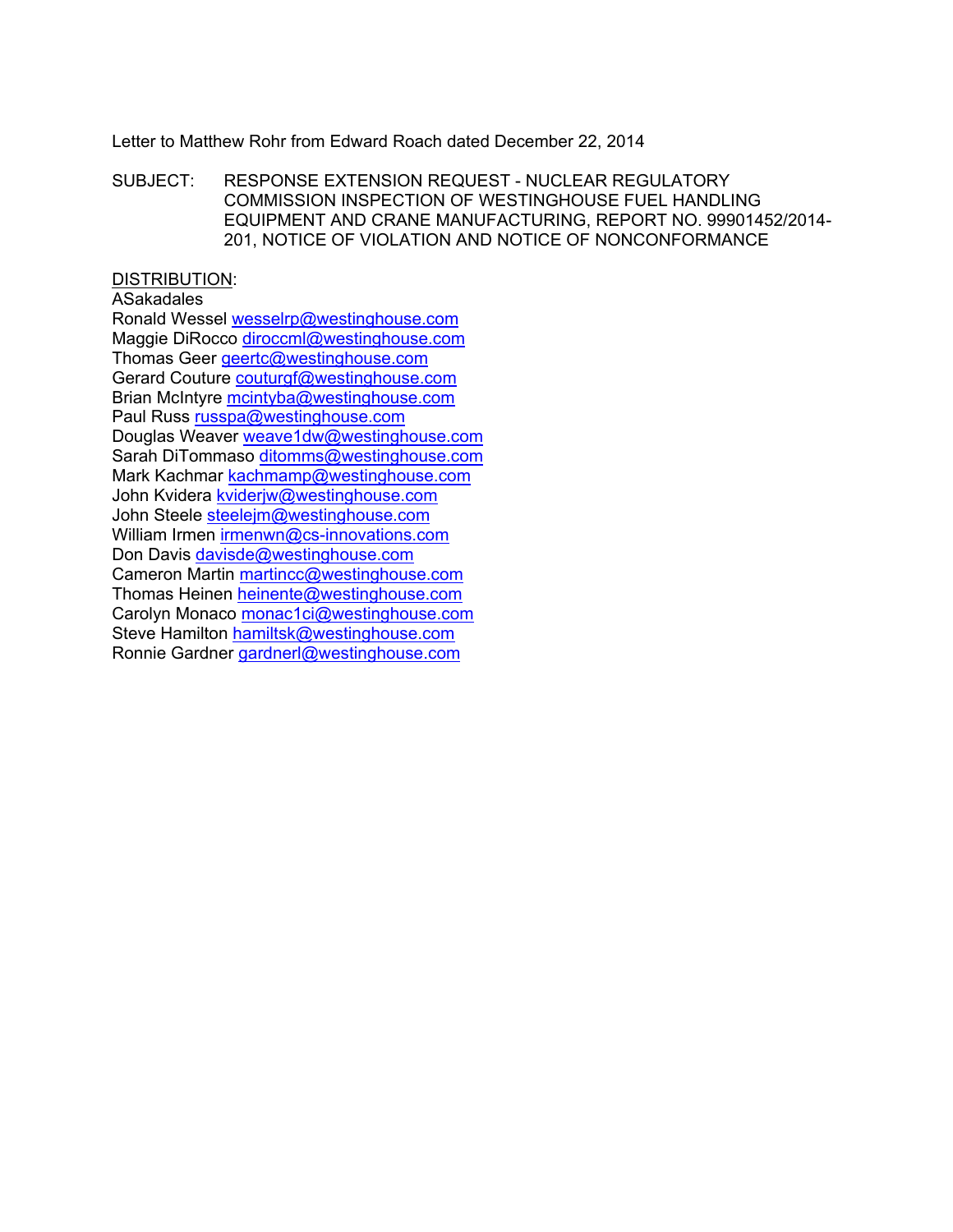Letter to Matthew Rohr from Edward Roach dated December 22, 2014

SUBJECT: RESPONSE EXTENSION REQUEST - NUCLEAR REGULATORY COMMISSION INSPECTION OF WESTINGHOUSE FUEL HANDLING EQUIPMENT AND CRANE MANUFACTURING, REPORT NO. 99901452/2014-201, NOTICE OF VIOLATION AND NOTICE OF NONCONFORMANCE

DISTRIBUTION:
ASakadales
Ronald Wessel wesselrp@westinghouse.com
Maggie DiRocco diroccml@westinghouse.com
Thomas Geer geertc@westinghouse.com
Gerard Couture couturgf@westinghouse.com
Brian McIntyre mcintyba@westinghouse.com
Paul Russ russpa@westinghouse.com
Douglas Weaver weave1dw@westinghouse.com
Sarah DiTommaso ditomms@westinghouse.com
Mark Kachmar kachmamp@westinghouse.com
John Kvidera kviderjw@westinghouse.com
John Steele steelejm@westinghouse.com
William Irmen irmenwn@cs-innovations.com
Don Davis davisde@westinghouse.com
Cameron Martin martincc@westinghouse.com
Thomas Heinen heinente@westinghouse.com
Carolyn Monaco monac1ci@westinghouse.com
Steve Hamilton hamiltsk@westinghouse.com
Ronnie Gardner gardnerl@westinghouse.com